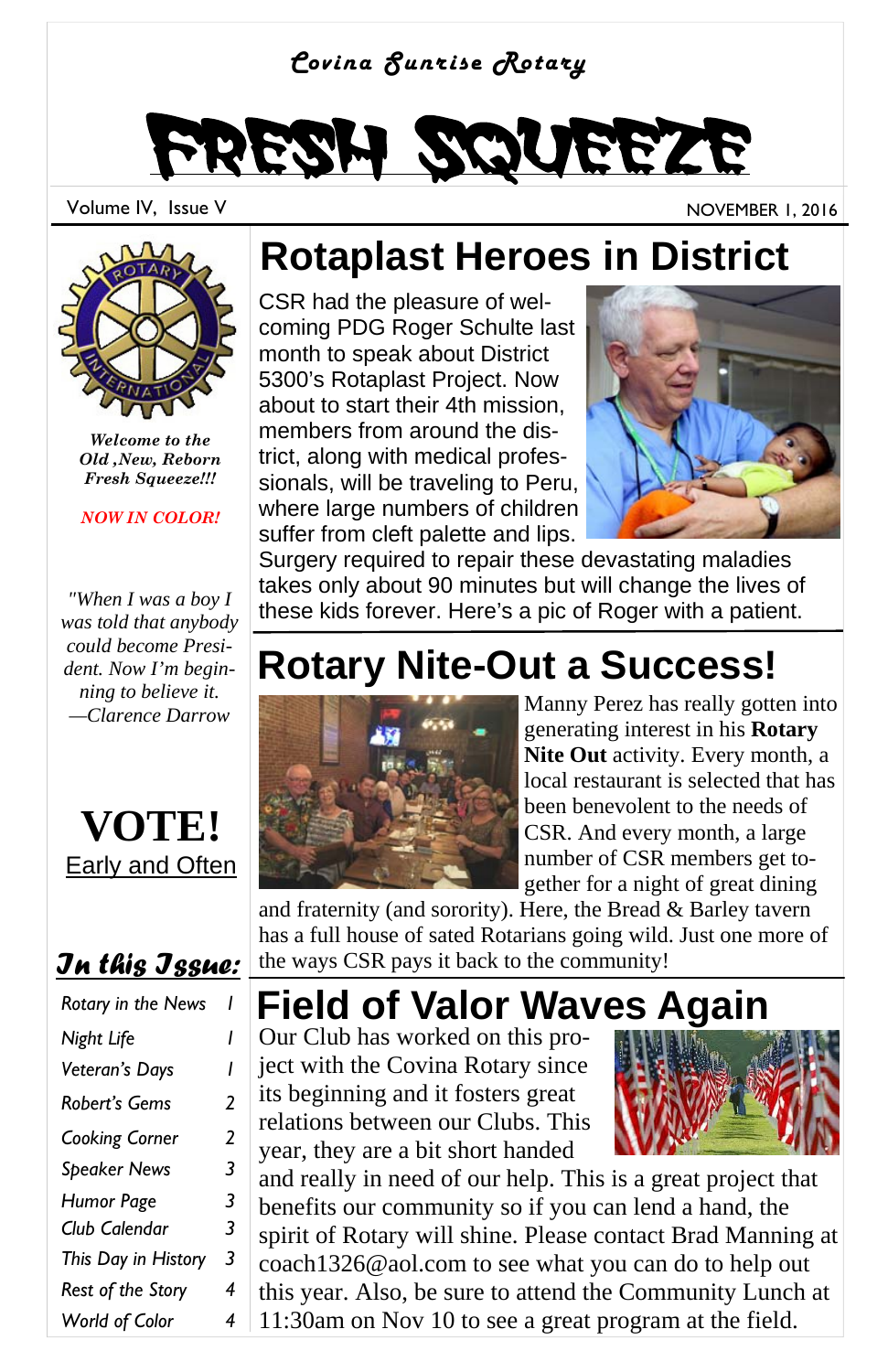Covina Sunrise Rotary

# FRESH SQUEEZE

Volume IV, Issue V

NOVEMBER 1, 2016

*Welcome to the Old ,New, Reborn Fresh Squeeze!!!*

*NOW IN COLOR!*

*"When I was a boy I was told that anybody could become President. Now I'm beginning to believe it. —Clarence Darrow*

**VOTE!**

Early and Often

### In this Issue:

| | |
|---|---|
| Rotary in the News | 1 |
| Night Life | 1 |
| Veteran's Days | 1 |
| Robert's Gems | 2 |
| Cooking Corner | 2 |
| Speaker News | 3 |
| Humor Page | 3 |
| Club Calendar | 3 |
| This Day in History | 3 |
| Rest of the Story | 4 |
| World of Color | 4 |

## Rotaplast Heroes in District

CSR had the pleasure of welcoming PDG Roger Schulte last month to speak about District 5300's Rotaplast Project. Now about to start their 4th mission, members from around the district, along with medical professionals, will be traveling to Peru, where large numbers of children suffer from cleft palette and lips. Surgery required to repair these devastating maladies takes only about 90 minutes but will change the lives of these kids forever. Here's a pic of Roger with a patient.

## Rotary Nite-Out a Success!

Manny Perez has really gotten into generating interest in his **Rotary Nite Out** activity. Every month, a local restaurant is selected that has been benevolent to the needs of CSR. And every month, a large number of CSR members get together for a night of great dining and fraternity (and sorority). Here, the Bread & Barley tavern has a full house of sated Rotarians going wild. Just one more of the ways CSR pays it back to the community!

## Field of Valor Waves Again

Our Club has worked on this project with the Covina Rotary since its beginning and it fosters great relations between our Clubs. This year, they are a bit short handed and really in need of our help. This is a great project that benefits our community so if you can lend a hand, the spirit of Rotary will shine. Please contact Brad Manning at coach1326@aol.com to see what you can do to help out this year. Also, be sure to attend the Community Lunch at 11:30am on Nov 10 to see a great program at the field.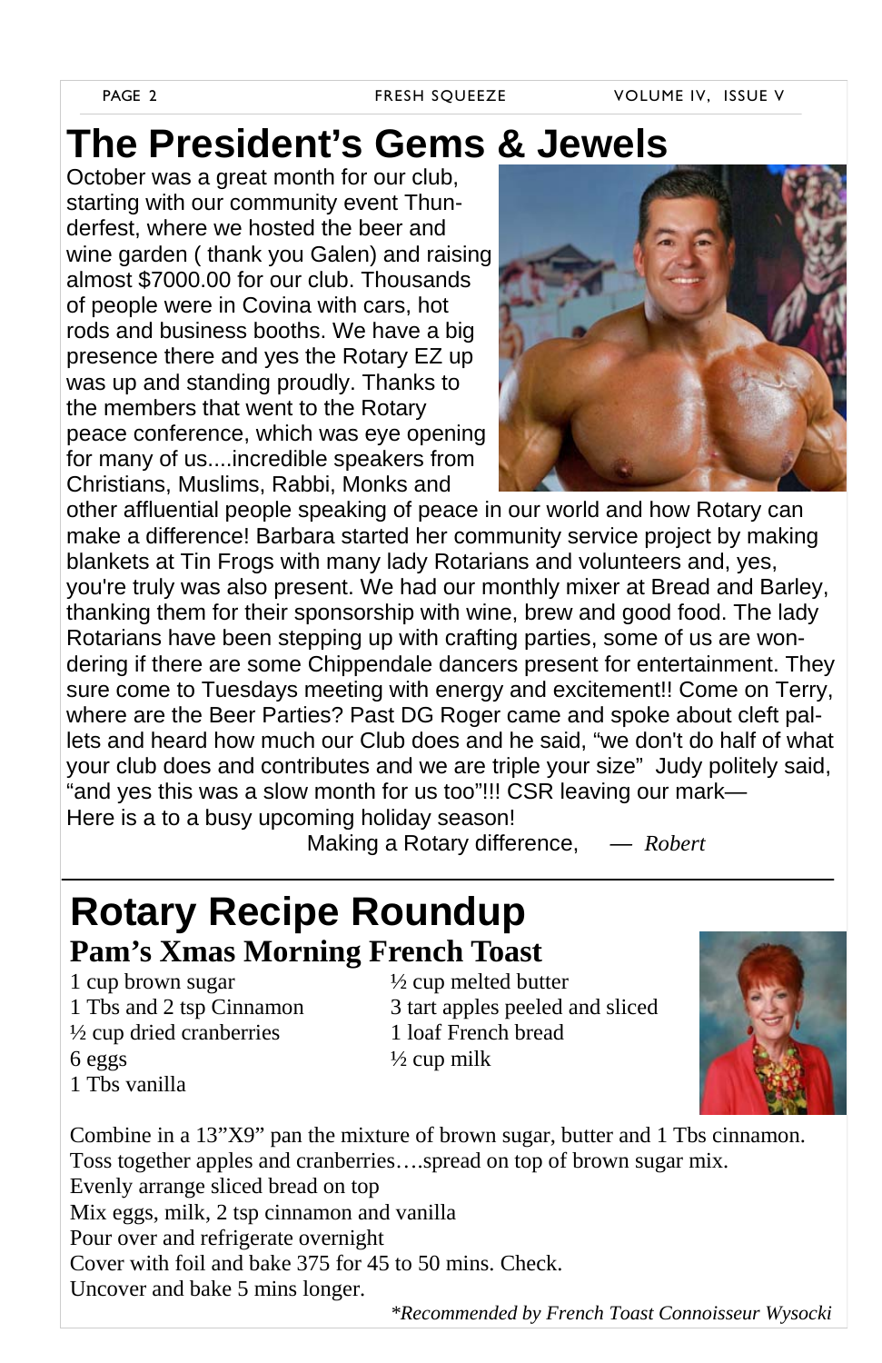# The President's Gems & Jewels

October was a great month for our club, starting with our community event Thunderfest, where we hosted the beer and wine garden ( thank you Galen) and raising almost $7000.00 for our club. Thousands of people were in Covina with cars, hot rods and business booths. We have a big presence there and yes the Rotary EZ up was up and standing proudly. Thanks to the members that went to the Rotary peace conference, which was eye opening for many of us....incredible speakers from Christians, Muslims, Rabbi, Monks and other affluential people speaking of peace in our world and how Rotary can make a difference! Barbara started her community service project by making blankets at Tin Frogs with many lady Rotarians and volunteers and, yes, you're truly was also present. We had our monthly mixer at Bread and Barley, thanking them for their sponsorship with wine, brew and good food. The lady Rotarians have been stepping up with crafting parties, some of us are wondering if there are some Chippendale dancers present for entertainment. They sure come to Tuesdays meeting with energy and excitement!! Come on Terry, where are the Beer Parties? Past DG Roger came and spoke about cleft pallets and heard how much our Club does and he said, "we don't do half of what your club does and contributes and we are triple your size" Judy politely said, "and yes this was a slow month for us too"!!! CSR leaving our mark— Here is a to a busy upcoming holiday season!

Making a Rotary difference, — *Robert*

# Rotary Recipe Roundup

## Pam's Xmas Morning French Toast

- 1 cup brown sugar
- 1 Tbs and 2 tsp Cinnamon
- ½ cup dried cranberries
- 6 eggs
- 1 Tbs vanilla
- ½ cup melted butter
- 3 tart apples peeled and sliced
- 1 loaf French bread
- ½ cup milk

Combine in a 13"X9" pan the mixture of brown sugar, butter and 1 Tbs cinnamon.
Toss together apples and cranberries….spread on top of brown sugar mix.
Evenly arrange sliced bread on top
Mix eggs, milk, 2 tsp cinnamon and vanilla
Pour over and refrigerate overnight
Cover with foil and bake 375 for 45 to 50 mins. Check.
Uncover and bake 5 mins longer.

*\*Recommended by French Toast Connoisseur Wysocki*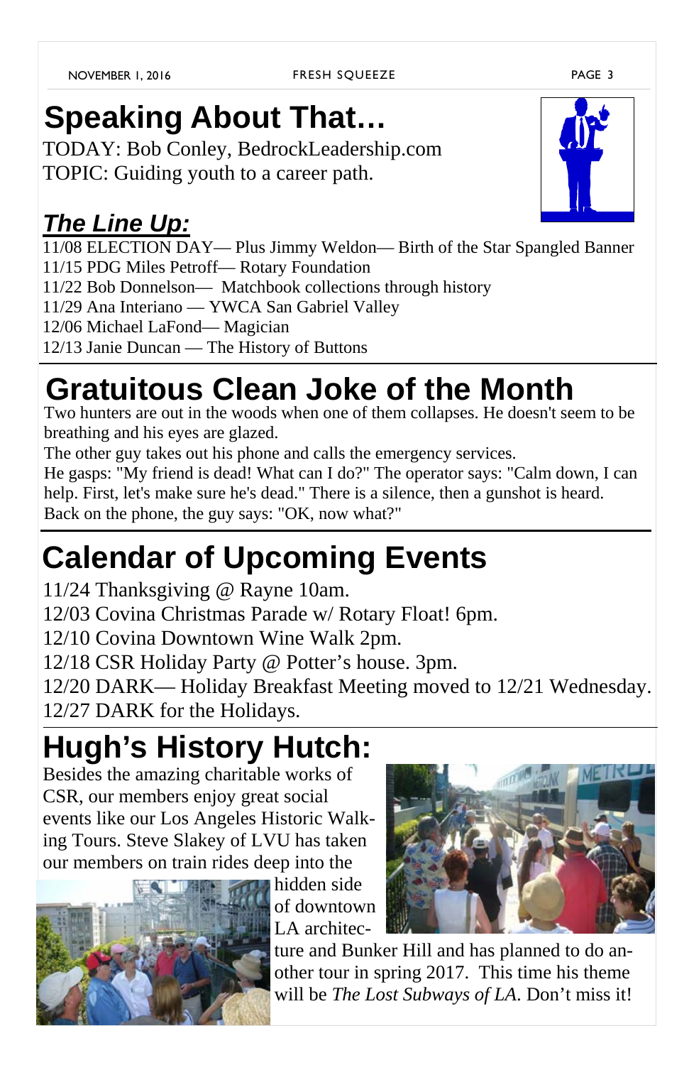# Speaking About That…

TODAY: Bob Conley, BedrockLeadership.com
TOPIC: Guiding youth to a career path.

## *The Line Up:*

11/08 ELECTION DAY— Plus Jimmy Weldon— Birth of the Star Spangled Banner
11/15 PDG Miles Petroff— Rotary Foundation
11/22 Bob Donnelson— Matchbook collections through history
11/29 Ana Interiano — YWCA San Gabriel Valley
12/06 Michael LaFond— Magician
12/13 Janie Duncan — The History of Buttons

# Gratuitous Clean Joke of the Month

Two hunters are out in the woods when one of them collapses. He doesn't seem to be breathing and his eyes are glazed.
The other guy takes out his phone and calls the emergency services.
He gasps: "My friend is dead! What can I do?" The operator says: "Calm down, I can help. First, let's make sure he's dead." There is a silence, then a gunshot is heard. Back on the phone, the guy says: "OK, now what?"

# Calendar of Upcoming Events

11/24 Thanksgiving @ Rayne 10am.
12/03 Covina Christmas Parade w/ Rotary Float! 6pm.
12/10 Covina Downtown Wine Walk 2pm.
12/18 CSR Holiday Party @ Potter's house. 3pm.
12/20 DARK— Holiday Breakfast Meeting moved to 12/21 Wednesday.
12/27 DARK for the Holidays.

# Hugh's History Hutch:

Besides the amazing charitable works of CSR, our members enjoy great social events like our Los Angeles Historic Walking Tours. Steve Slakey of LVU has taken our members on train rides deep into the hidden side of downtown LA architecture and Bunker Hill and has planned to do another tour in spring 2017. This time his theme will be *The Lost Subways of LA*. Don't miss it!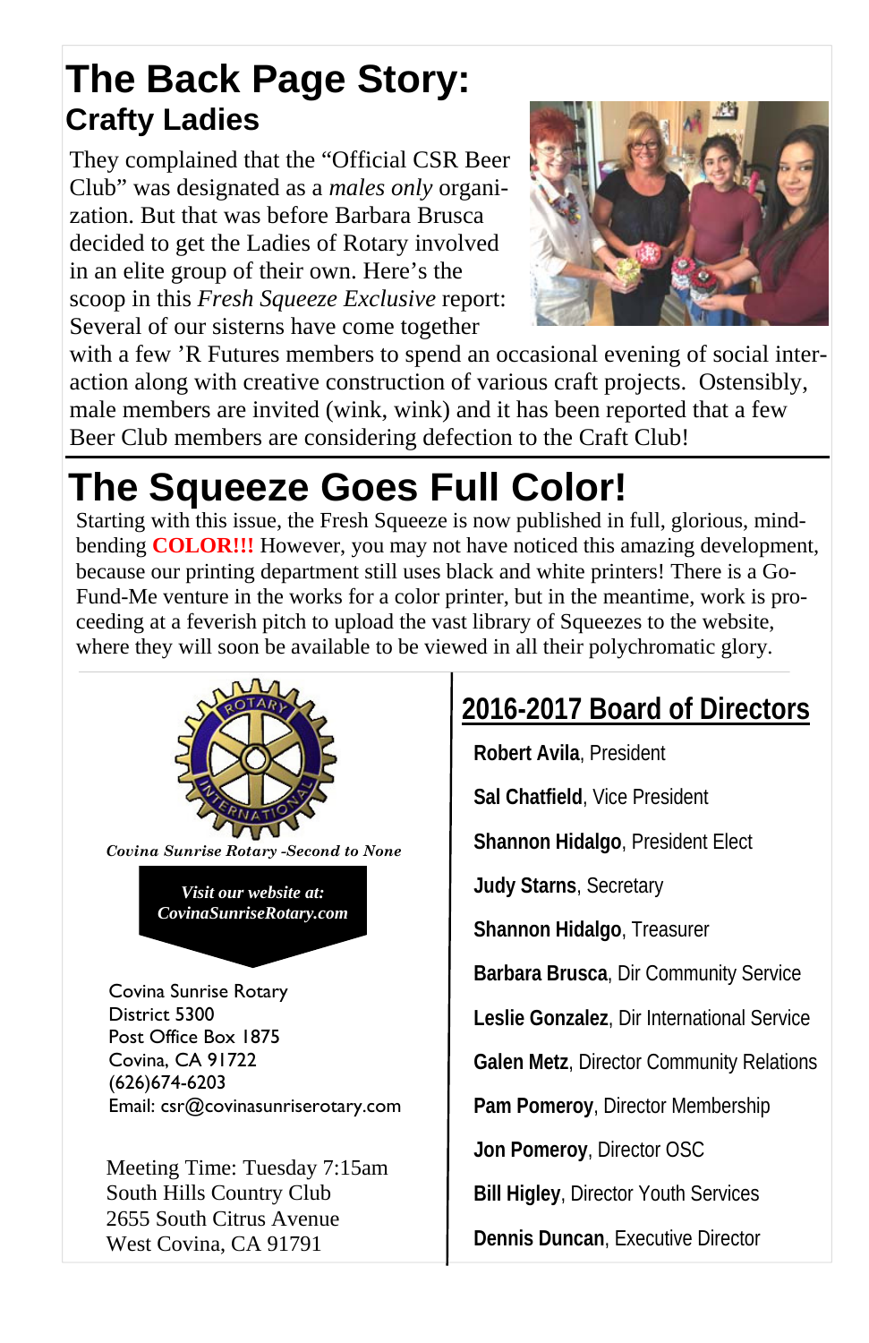# The Back Page Story:

## Crafty Ladies

They complained that the "Official CSR Beer Club" was designated as a *males only* organization. But that was before Barbara Brusca decided to get the Ladies of Rotary involved in an elite group of their own. Here's the scoop in this *Fresh Squeeze Exclusive* report: Several of our sisterns have come together with a few 'R Futures members to spend an occasional evening of social interaction along with creative construction of various craft projects. Ostensibly, male members are invited (wink, wink) and it has been reported that a few Beer Club members are considering defection to the Craft Club!

# The Squeeze Goes Full Color!

Starting with this issue, the Fresh Squeeze is now published in full, glorious, mind-bending **COLOR!!!** However, you may not have noticed this amazing development, because our printing department still uses black and white printers! There is a Go-Fund-Me venture in the works for a color printer, but in the meantime, work is proceeding at a feverish pitch to upload the vast library of Squeezes to the website, where they will soon be available to be viewed in all their polychromatic glory.

*Covina Sunrise Rotary -Second to None*

***Visit our website at: CovinaSunriseRotary.com***

Covina Sunrise Rotary
District 5300
Post Office Box 1875
Covina, CA 91722
(626)674-6203
Email: csr@covinasunriserotary.com

Meeting Time: Tuesday 7:15am
South Hills Country Club
2655 South Citrus Avenue
West Covina, CA 91791

## 2016-2017 Board of Directors

**Robert Avila**, President

**Sal Chatfield**, Vice President

**Shannon Hidalgo**, President Elect

**Judy Starns**, Secretary

**Shannon Hidalgo**, Treasurer

**Barbara Brusca**, Dir Community Service

**Leslie Gonzalez**, Dir International Service

**Galen Metz**, Director Community Relations

**Pam Pomeroy**, Director Membership

**Jon Pomeroy**, Director OSC

**Bill Higley**, Director Youth Services

**Dennis Duncan**, Executive Director